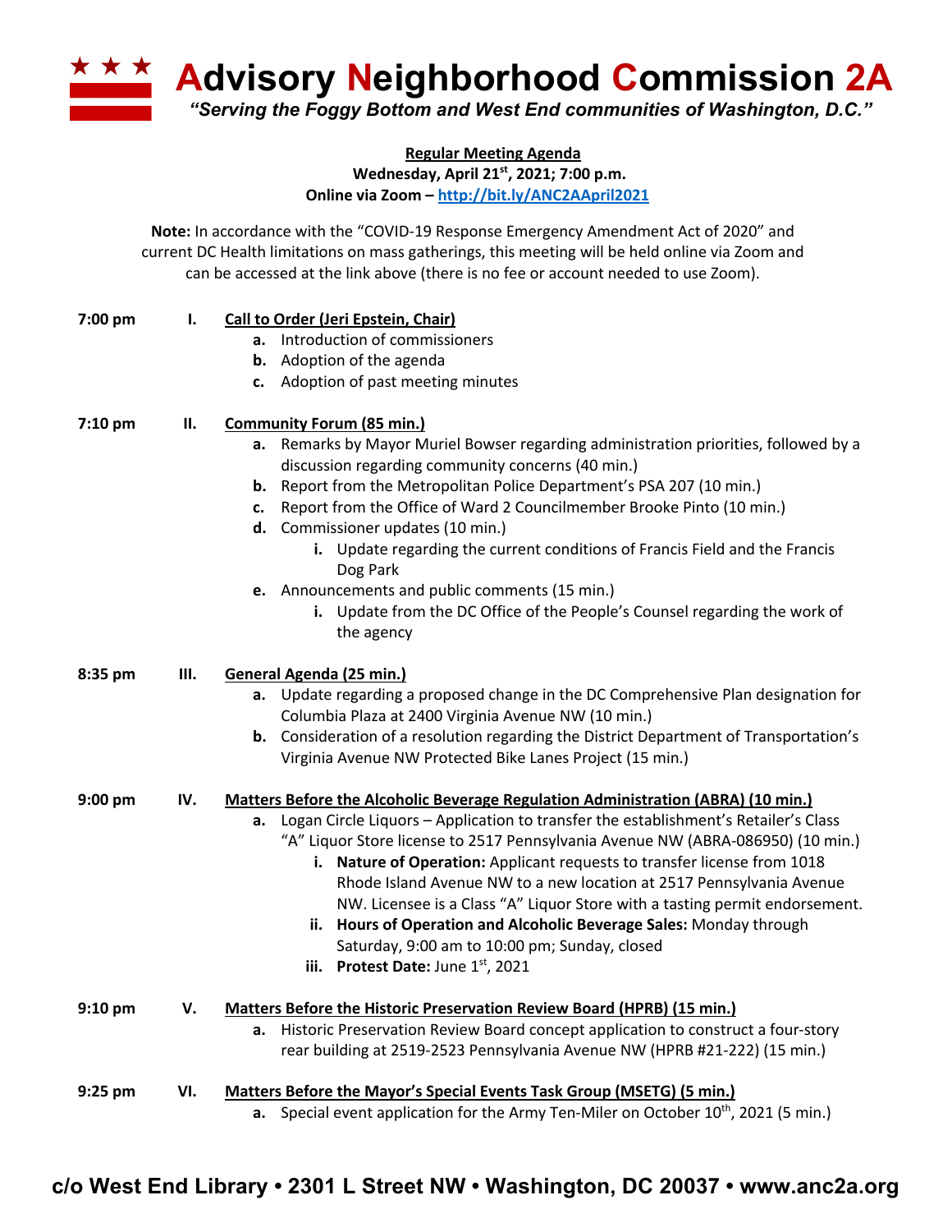# Advisory Neighborhood Commission 2A

*"Serving the Foggy Bottom and West End communities of Washington, D.C."*

**Regular Meeting Agenda**
**Wednesday, April 21st, 2021; 7:00 p.m.**
**Online via Zoom – http://bit.ly/ANC2AApril2021**

**Note:** In accordance with the "COVID-19 Response Emergency Amendment Act of 2020" and current DC Health limitations on mass gatherings, this meeting will be held online via Zoom and can be accessed at the link above (there is no fee or account needed to use Zoom).

**7:00 pm** **I. Call to Order (Jeri Epstein, Chair)**

- **a.** Introduction of commissioners
- **b.** Adoption of the agenda
- **c.** Adoption of past meeting minutes

**7:10 pm** **II. Community Forum (85 min.)**

- **a.** Remarks by Mayor Muriel Bowser regarding administration priorities, followed by a discussion regarding community concerns (40 min.)
- **b.** Report from the Metropolitan Police Department's PSA 207 (10 min.)
- **c.** Report from the Office of Ward 2 Councilmember Brooke Pinto (10 min.)
- **d.** Commissioner updates (10 min.)
  - **i.** Update regarding the current conditions of Francis Field and the Francis Dog Park
- **e.** Announcements and public comments (15 min.)
  - **i.** Update from the DC Office of the People's Counsel regarding the work of the agency

**8:35 pm** **III. General Agenda (25 min.)**

- **a.** Update regarding a proposed change in the DC Comprehensive Plan designation for Columbia Plaza at 2400 Virginia Avenue NW (10 min.)
- **b.** Consideration of a resolution regarding the District Department of Transportation's Virginia Avenue NW Protected Bike Lanes Project (15 min.)

**9:00 pm** **IV. Matters Before the Alcoholic Beverage Regulation Administration (ABRA) (10 min.)**

- **a.** Logan Circle Liquors – Application to transfer the establishment's Retailer's Class "A" Liquor Store license to 2517 Pennsylvania Avenue NW (ABRA-086950) (10 min.)
  - **i. Nature of Operation:** Applicant requests to transfer license from 1018 Rhode Island Avenue NW to a new location at 2517 Pennsylvania Avenue NW. Licensee is a Class "A" Liquor Store with a tasting permit endorsement.
  - **ii. Hours of Operation and Alcoholic Beverage Sales:** Monday through Saturday, 9:00 am to 10:00 pm; Sunday, closed
  - **iii. Protest Date:** June 1st, 2021

**9:10 pm** **V. Matters Before the Historic Preservation Review Board (HPRB) (15 min.)**

- **a.** Historic Preservation Review Board concept application to construct a four-story rear building at 2519-2523 Pennsylvania Avenue NW (HPRB #21-222) (15 min.)

**9:25 pm** **VI. Matters Before the Mayor's Special Events Task Group (MSETG) (5 min.)**

- **a.** Special event application for the Army Ten-Miler on October 10th, 2021 (5 min.)

**c/o West End Library • 2301 L Street NW • Washington, DC 20037 • www.anc2a.org**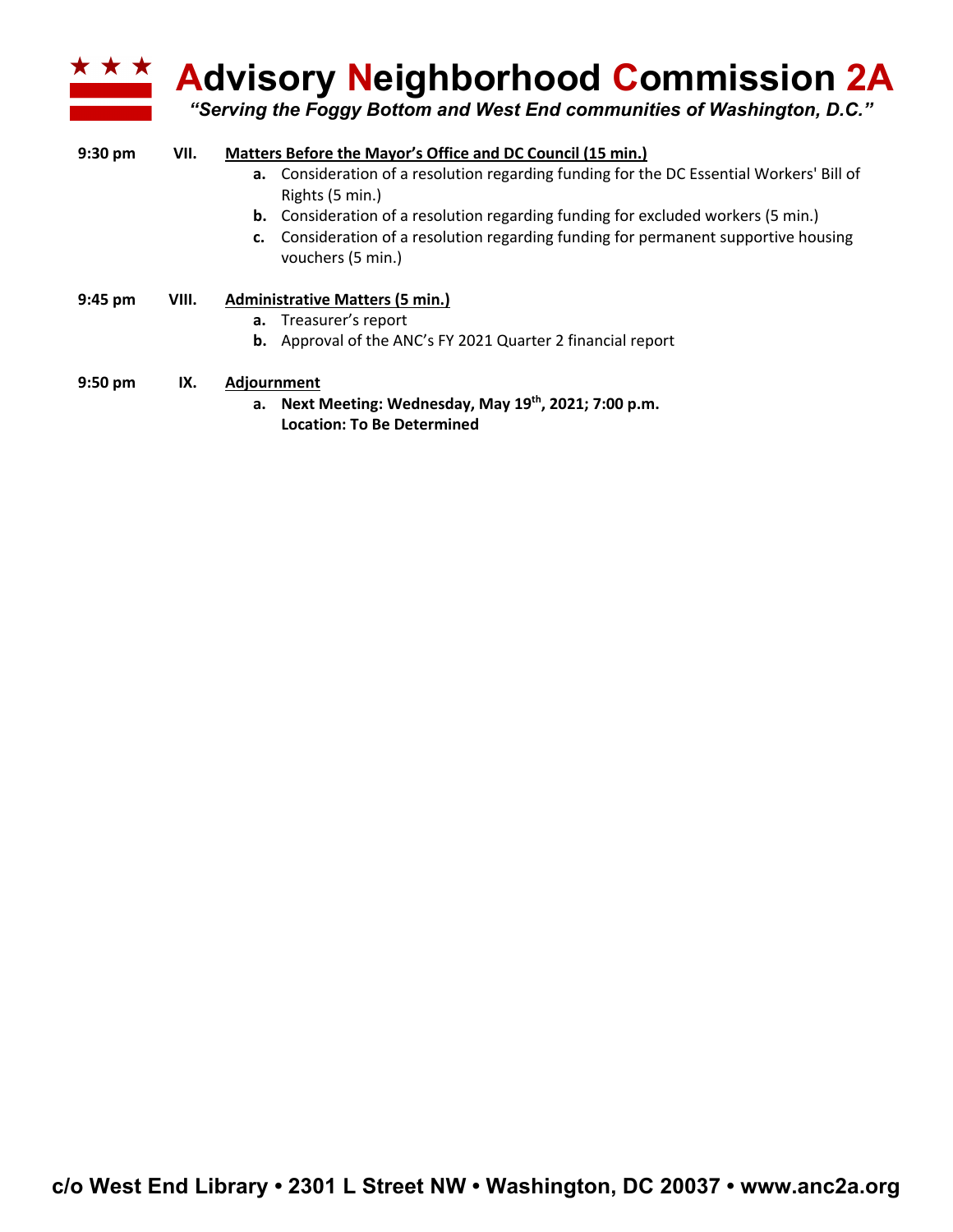# Advisory Neighborhood Commission 2A

*"Serving the Foggy Bottom and West End communities of Washington, D.C."*

**9:30 pm** **VII.** **Matters Before the Mayor's Office and DC Council (15 min.)**

- **a.** Consideration of a resolution regarding funding for the DC Essential Workers' Bill of Rights (5 min.)
- **b.** Consideration of a resolution regarding funding for excluded workers (5 min.)
- **c.** Consideration of a resolution regarding funding for permanent supportive housing vouchers (5 min.)

**9:45 pm** **VIII.** **Administrative Matters (5 min.)**

- **a.** Treasurer's report
- **b.** Approval of the ANC's FY 2021 Quarter 2 financial report

**9:50 pm** **IX.** **Adjournment**

- **a.** **Next Meeting: Wednesday, May 19th, 2021; 7:00 p.m.**
  **Location: To Be Determined**

**c/o West End Library • 2301 L Street NW • Washington, DC 20037 • www.anc2a.org**